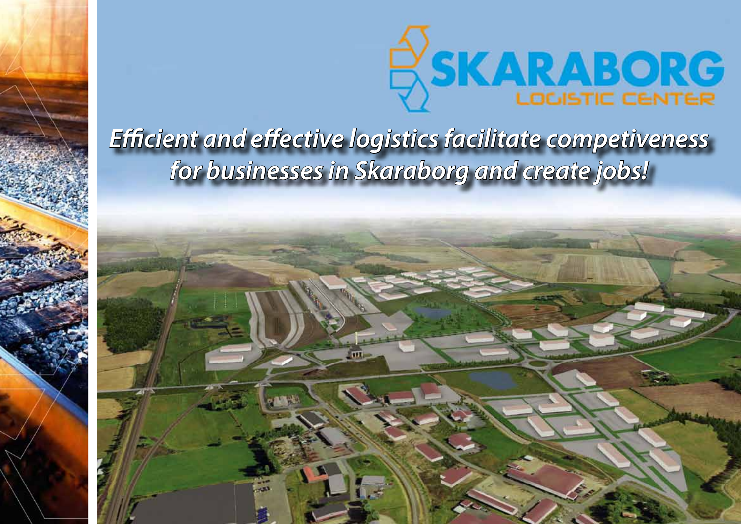# SKARABORG
## LOGISTIC CENTER

*Efficient and effective logistics facilitate competiveness for businesses in Skaraborg and create jobs!*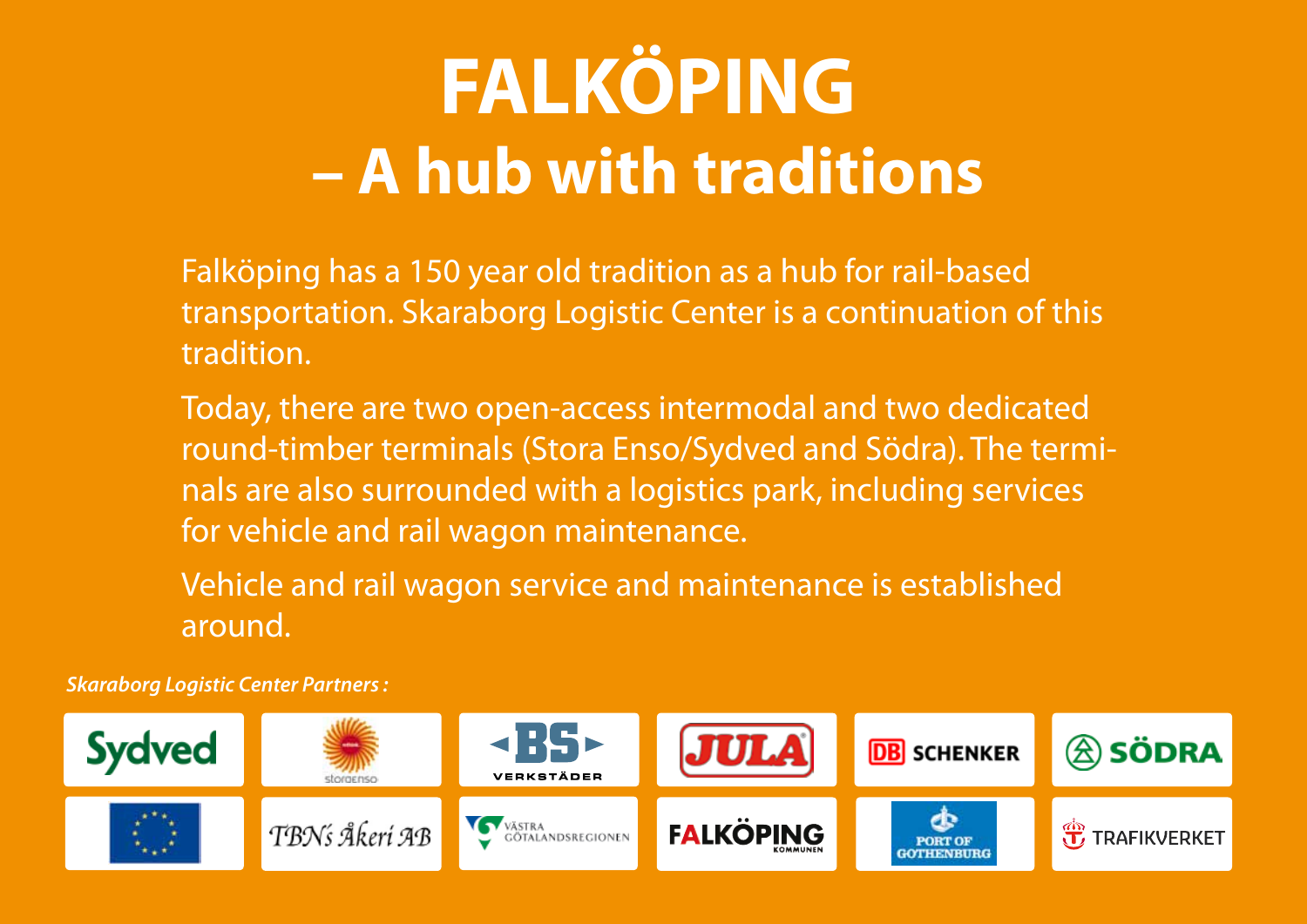# FALKÖPING – A hub with traditions

Falköping has a 150 year old tradition as a hub for rail-based transportation. Skaraborg Logistic Center is a continuation of this tradition.

Today, there are two open-access intermodal and two dedicated round-timber terminals (Stora Enso/Sydved and Södra). The terminals are also surrounded with a logistics park, including services for vehicle and rail wagon maintenance.

Vehicle and rail wagon service and maintenance is established around.

***Skaraborg Logistic Center Partners :***

Sydved, storaenso, BS Verkstäder, JULA, DB Schenker, Södra, TBN's Åkeri AB, Västra Götalandsregionen, Falköping Kommunen, Port of Gothenburg, Trafikverket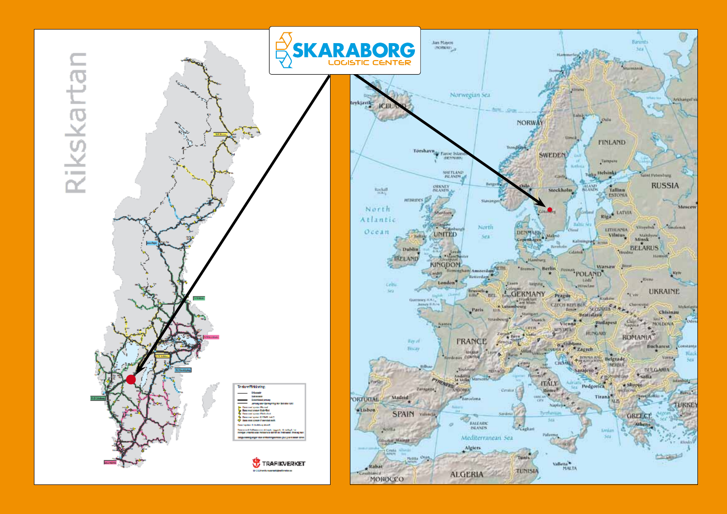SKARABORG LOGISTIC CENTER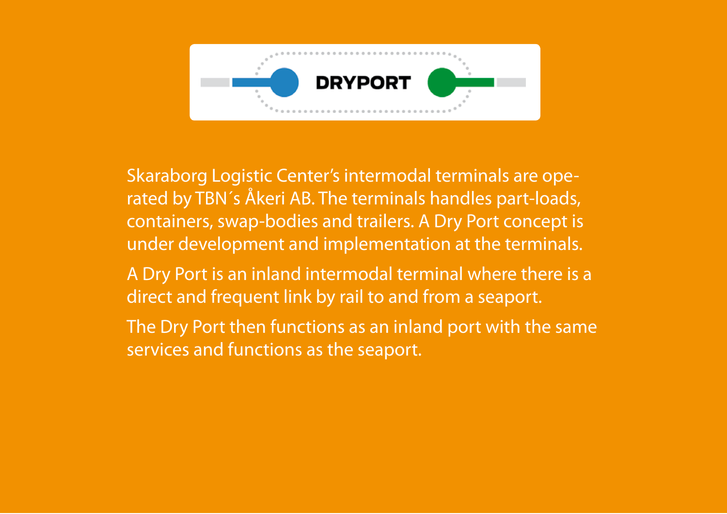DRYPORT

Skaraborg Logistic Center's intermodal terminals are operated by TBN´s Åkeri AB. The terminals handles part-loads, containers, swap-bodies and trailers. A Dry Port concept is under development and implementation at the terminals.

A Dry Port is an inland intermodal terminal where there is a direct and frequent link by rail to and from a seaport.

The Dry Port then functions as an inland port with the same services and functions as the seaport.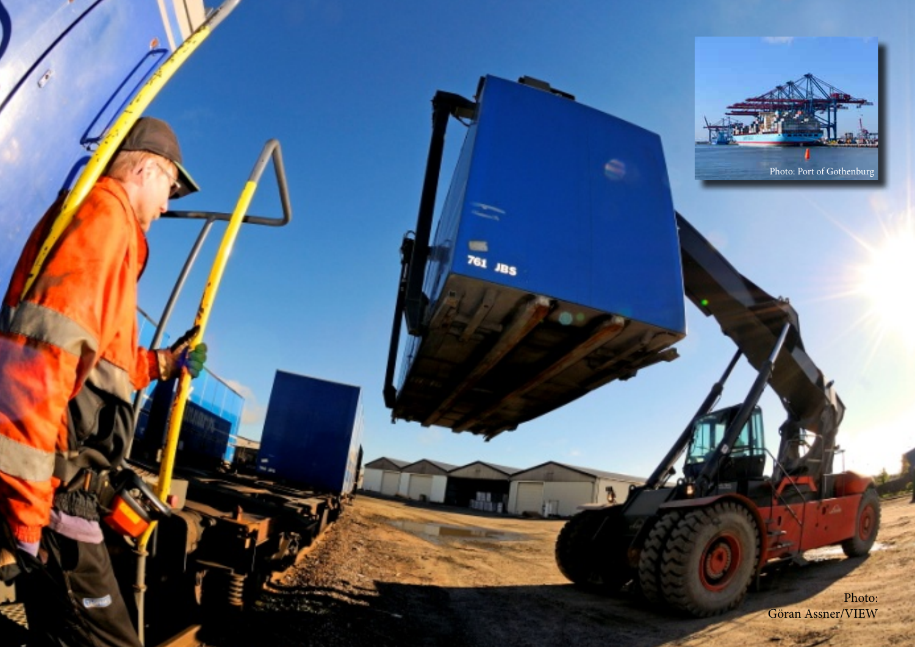Photo: Port of Gothenburg

Photo: Göran Assner/VIEW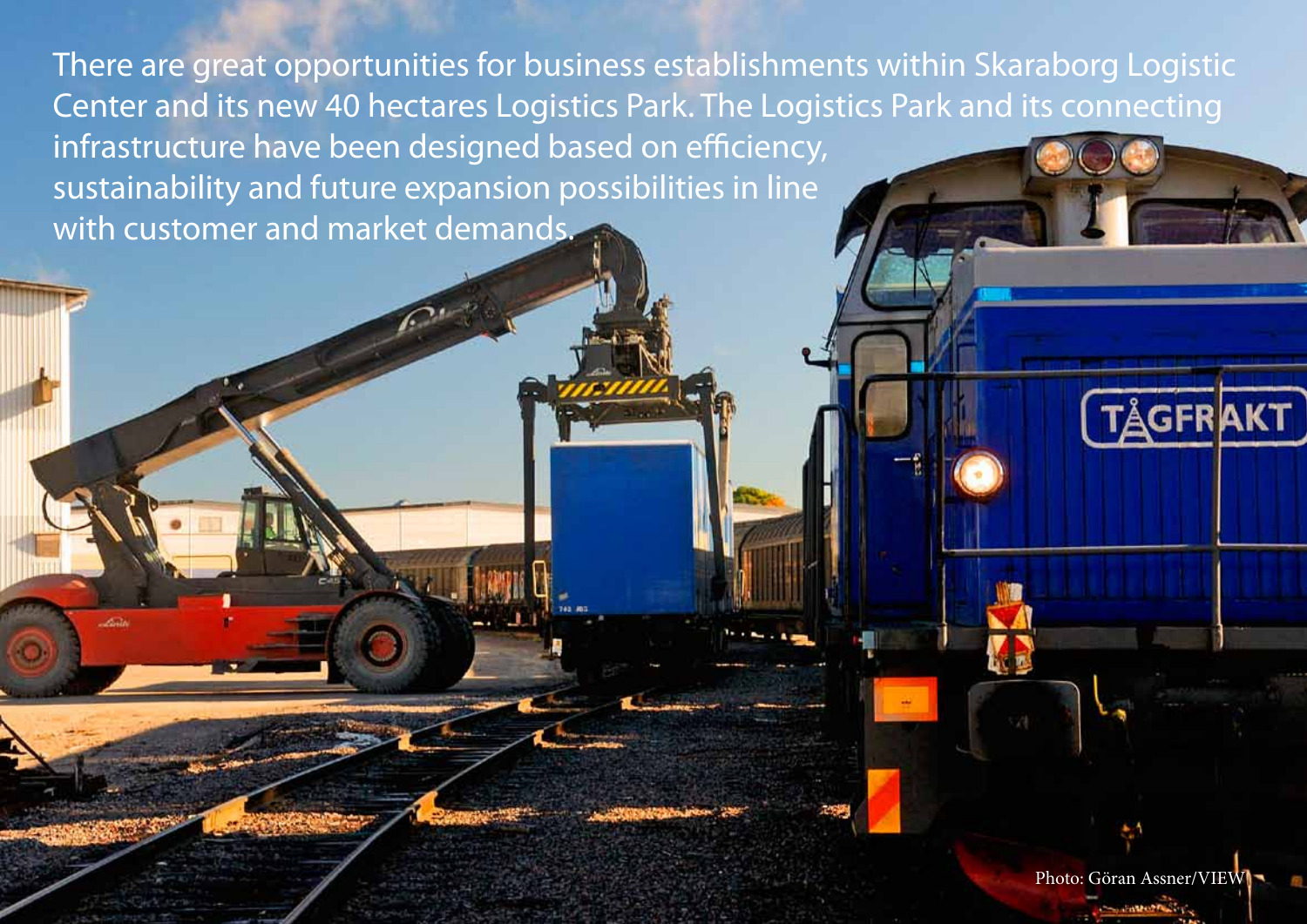There are great opportunities for business establishments within Skaraborg Logistic Center and its new 40 hectares Logistics Park. The Logistics Park and its connecting infrastructure have been designed based on efficiency, sustainability and future expansion possibilities in line with customer and market demands.

Photo: Göran Assner/VIEW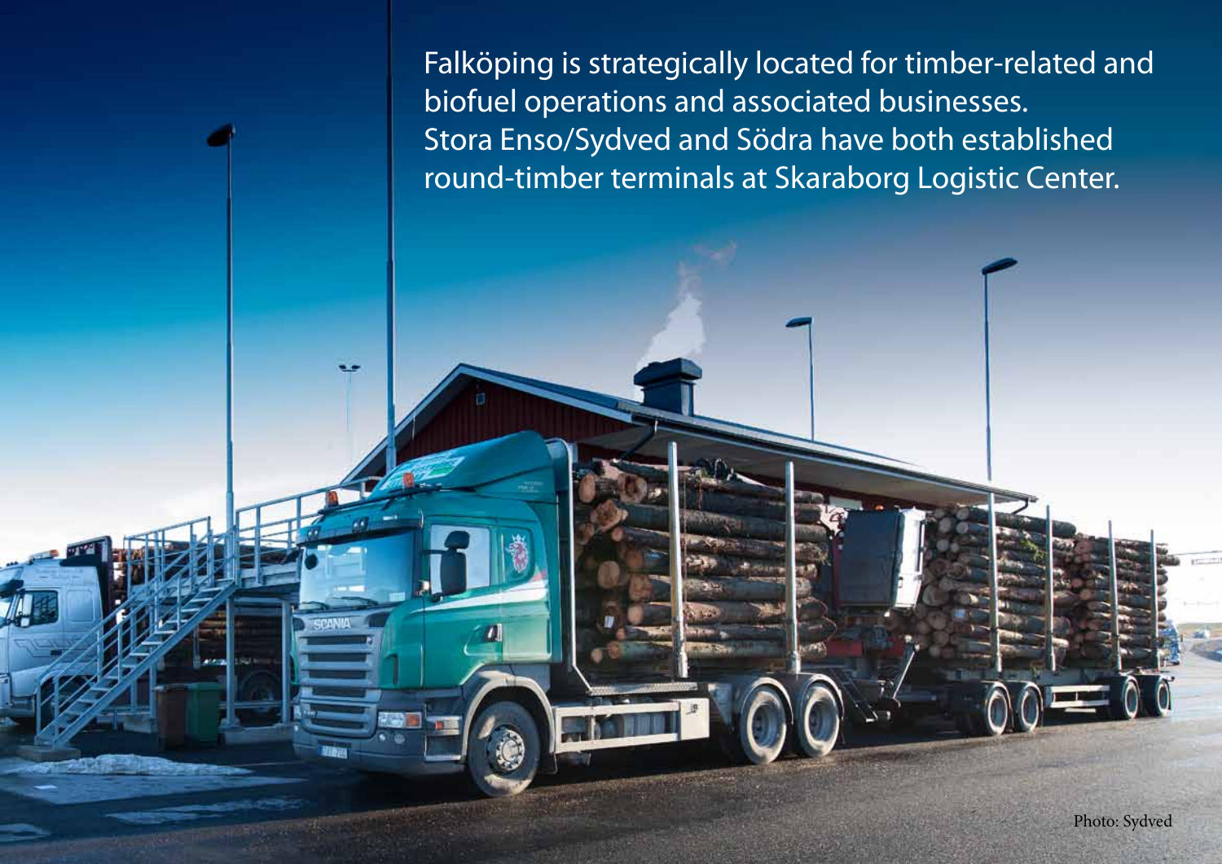Falköping is strategically located for timber-related and biofuel operations and associated businesses. Stora Enso/Sydved and Södra have both established round-timber terminals at Skaraborg Logistic Center.

Photo: Sydved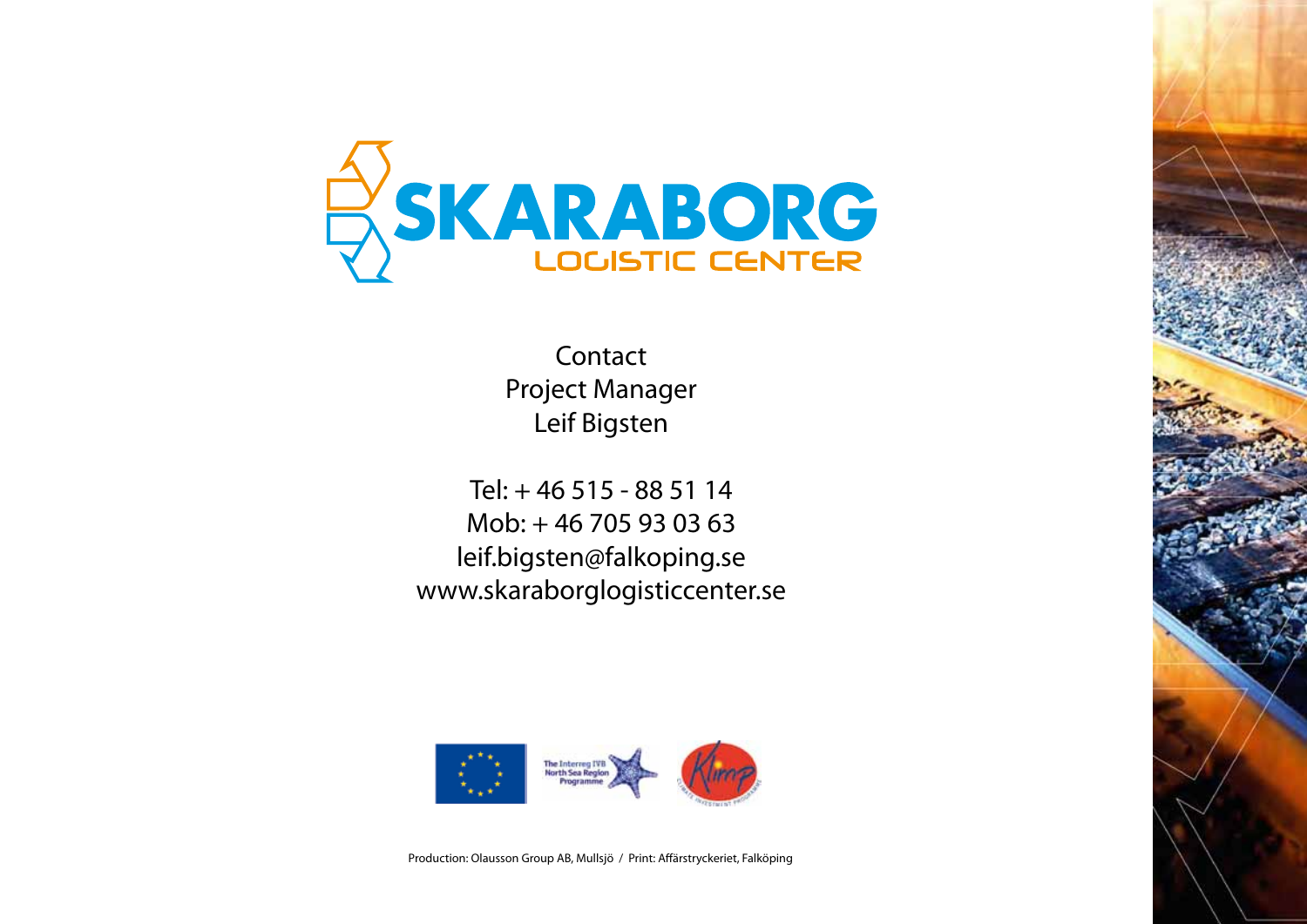SKARABORG
LOGISTIC CENTER

Contact
Project Manager
Leif Bigsten

Tel: + 46 515 - 88 51 14
Mob: + 46 705 93 03 63
leif.bigsten@falkoping.se
www.skaraborglogisticcenter.se

The Interreg IVB North Sea Region Programme

Production: Olausson Group AB, Mullsjö / Print: Affärstryckeriet, Falköping